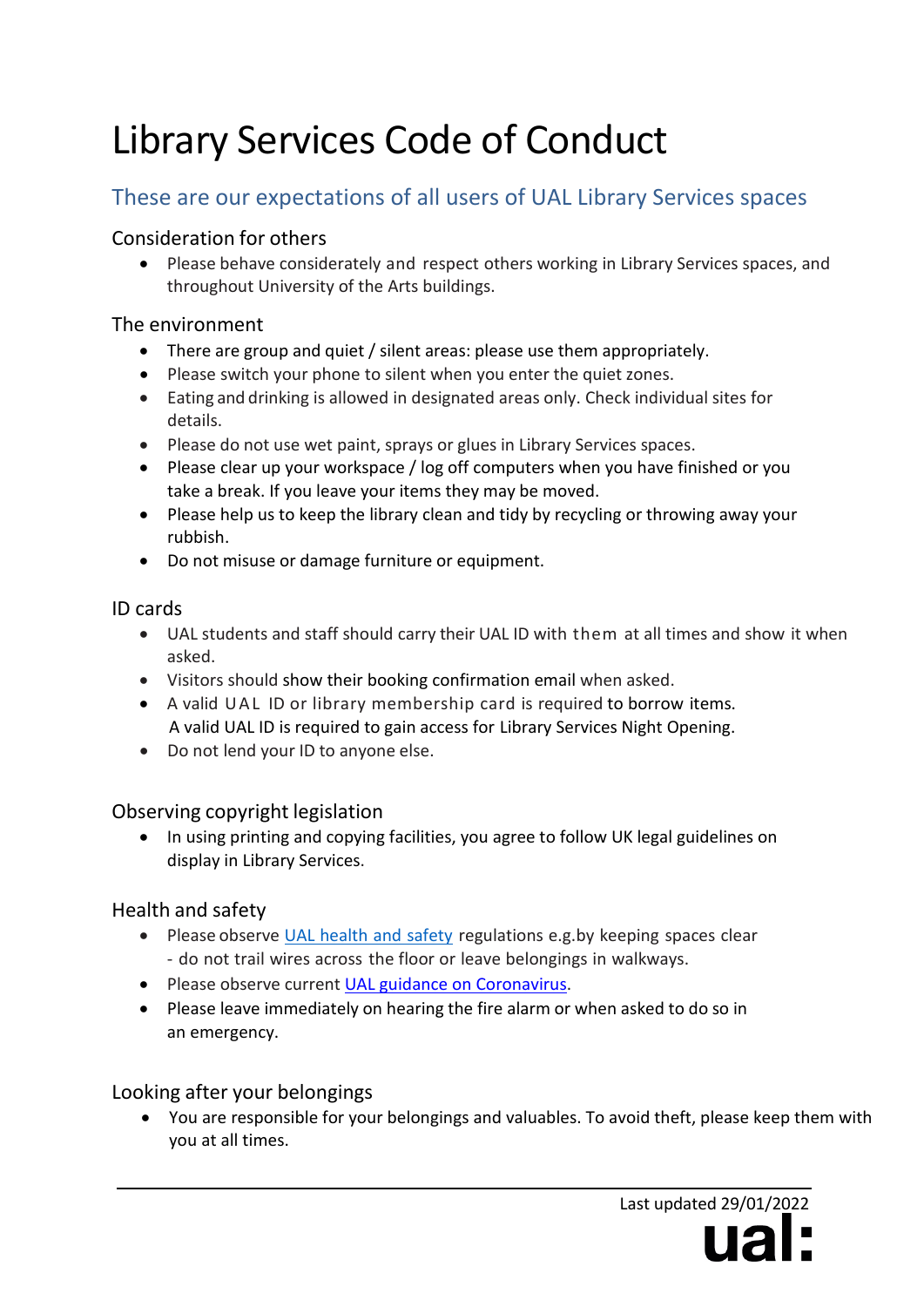# Library Services Code of Conduct

## These are our expectations of all users of UAL Library Services spaces

### Consideration for others

- Please behave considerately and respect others working in Library Services spaces, and throughout University of the Arts buildings.

### The environment

- There are group and quiet / silent areas: please use them appropriately.
- Please switch your phone to silent when you enter the quiet zones.
- Eating and drinking is allowed in designated areas only. Check individual sites for details.
- Please do not use wet paint, sprays or glues in Library Services spaces.
- Please clear up your workspace / log off computers when you have finished or you take a break. If you leave your items they may be moved.
- Please help us to keep the library clean and tidy by recycling or throwing away your rubbish.
- Do not misuse or damage furniture or equipment.

### ID cards

- UAL students and staff should carry their UAL ID with them at all times and show it when asked.
- Visitors should show their booking confirmation email when asked.
- A valid UAL ID or library membership card is required to borrow items.
  A valid UAL ID is required to gain access for Library Services Night Opening.
- Do not lend your ID to anyone else.

### Observing copyright legislation

- In using printing and copying facilities, you agree to follow UK legal guidelines on display in Library Services.

### Health and safety

- Please observe [UAL health and safety]() regulations e.g.by keeping spaces clear - do not trail wires across the floor or leave belongings in walkways.
- Please observe current [UAL guidance on Coronavirus]().
- Please leave immediately on hearing the fire alarm or when asked to do so in an emergency.

### Looking after your belongings

- You are responsible for your belongings and valuables. To avoid theft, please keep them with you at all times.

Last updated 29/01/2022

ual: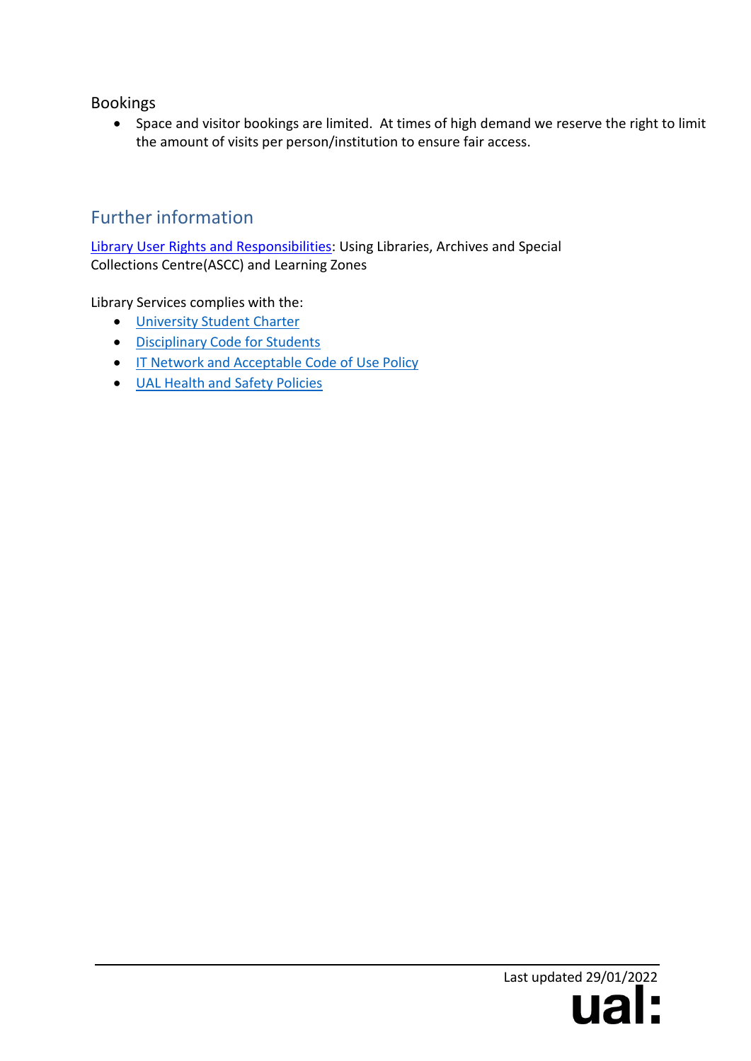### Bookings

- Space and visitor bookings are limited.  At times of high demand we reserve the right to limit the amount of visits per person/institution to ensure fair access.

## Further information

Library User Rights and Responsibilities: Using Libraries, Archives and Special Collections Centre(ASCC) and Learning Zones

Library Services complies with the:

- University Student Charter
- Disciplinary Code for Students
- IT Network and Acceptable Code of Use Policy
- UAL Health and Safety Policies

Last updated 29/01/2022